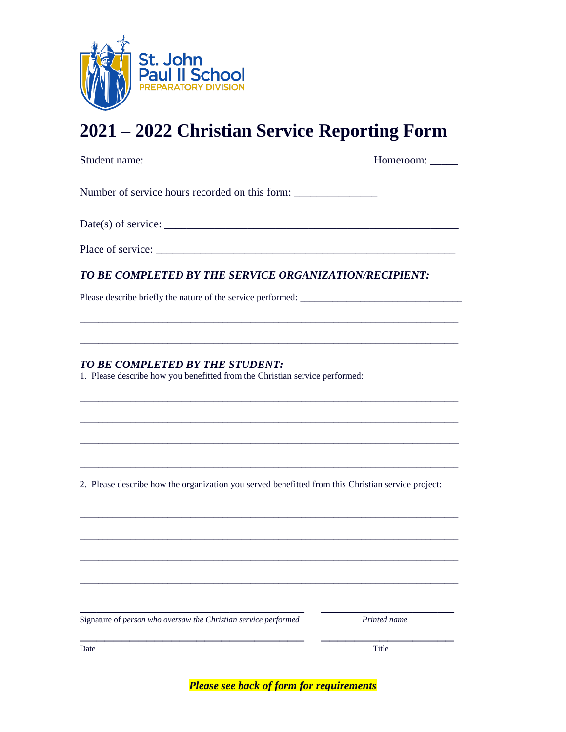St. John Paul II School
PREPARATORY DIVISION

# 2021 – 2022 Christian Service Reporting Form

Student name:_____________________________________ Homeroom: _____

Number of service hours recorded on this form: _______________

Date(s) of service: ____________________________________________________

Place of service: _______________________________________________________

### *TO BE COMPLETED BY THE SERVICE ORGANIZATION/RECIPIENT:*

Please describe briefly the nature of the service performed: _________________________________

_____________________________________________________________________________

_____________________________________________________________________________

### *TO BE COMPLETED BY THE STUDENT:*

1. Please describe how you benefitted from the Christian service performed:

_____________________________________________________________________________

_____________________________________________________________________________

_____________________________________________________________________________

_____________________________________________________________________________

2. Please describe how the organization you served benefitted from this Christian service project:

_____________________________________________________________________________

_____________________________________________________________________________

_____________________________________________________________________________

_____________________________________________________________________________

_________________________________________ _________________________

Signature of *person who oversaw the Christian service performed* *Printed name*

_________________________________________ _________________________

Date Title

***Please see back of form for requirements***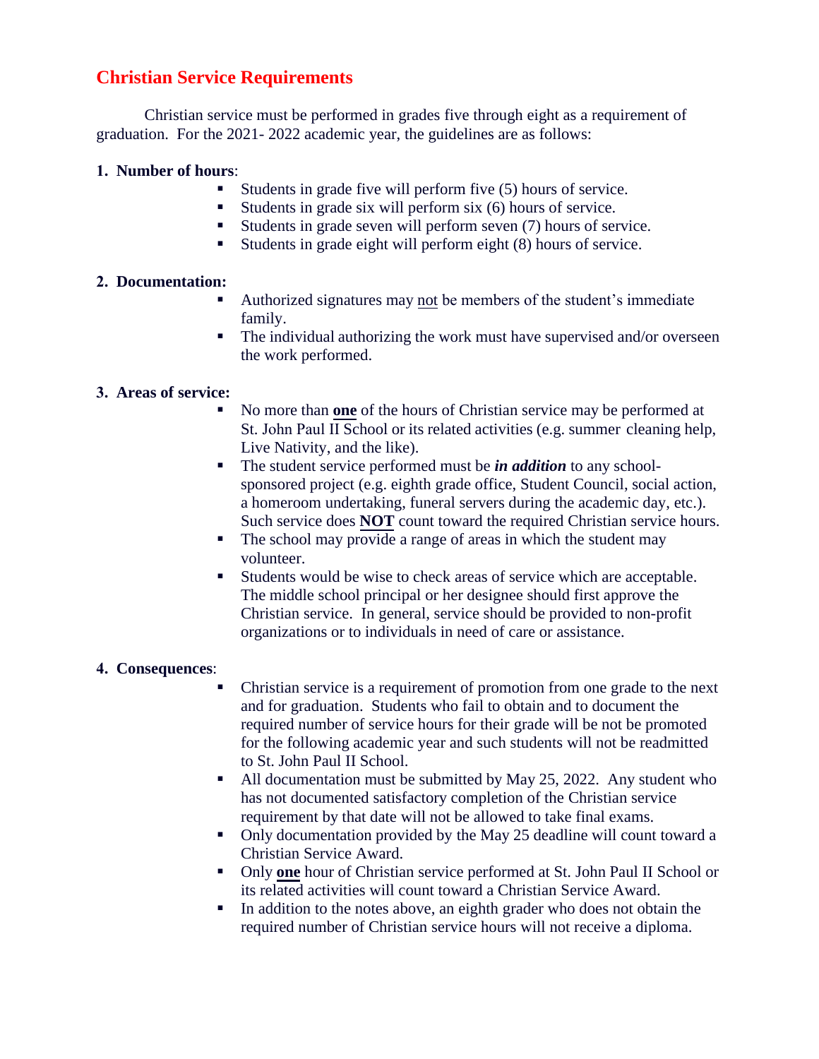## Christian Service Requirements

Christian service must be performed in grades five through eight as a requirement of graduation. For the 2021- 2022 academic year, the guidelines are as follows:

1. **Number of hours**:
   - Students in grade five will perform five (5) hours of service.
   - Students in grade six will perform six (6) hours of service.
   - Students in grade seven will perform seven (7) hours of service.
   - Students in grade eight will perform eight (8) hours of service.

2. **Documentation:**
   - Authorized signatures may not be members of the student's immediate family.
   - The individual authorizing the work must have supervised and/or overseen the work performed.

3. **Areas of service:**
   - No more than **one** of the hours of Christian service may be performed at St. John Paul II School or its related activities (e.g. summer cleaning help, Live Nativity, and the like).
   - The student service performed must be ***in addition*** to any school-sponsored project (e.g. eighth grade office, Student Council, social action, a homeroom undertaking, funeral servers during the academic day, etc.). Such service does **NOT** count toward the required Christian service hours.
   - The school may provide a range of areas in which the student may volunteer.
   - Students would be wise to check areas of service which are acceptable. The middle school principal or her designee should first approve the Christian service. In general, service should be provided to non-profit organizations or to individuals in need of care or assistance.

4. **Consequences**:
   - Christian service is a requirement of promotion from one grade to the next and for graduation. Students who fail to obtain and to document the required number of service hours for their grade will be not be promoted for the following academic year and such students will not be readmitted to St. John Paul II School.
   - All documentation must be submitted by May 25, 2022. Any student who has not documented satisfactory completion of the Christian service requirement by that date will not be allowed to take final exams.
   - Only documentation provided by the May 25 deadline will count toward a Christian Service Award.
   - Only **one** hour of Christian service performed at St. John Paul II School or its related activities will count toward a Christian Service Award.
   - In addition to the notes above, an eighth grader who does not obtain the required number of Christian service hours will not receive a diploma.